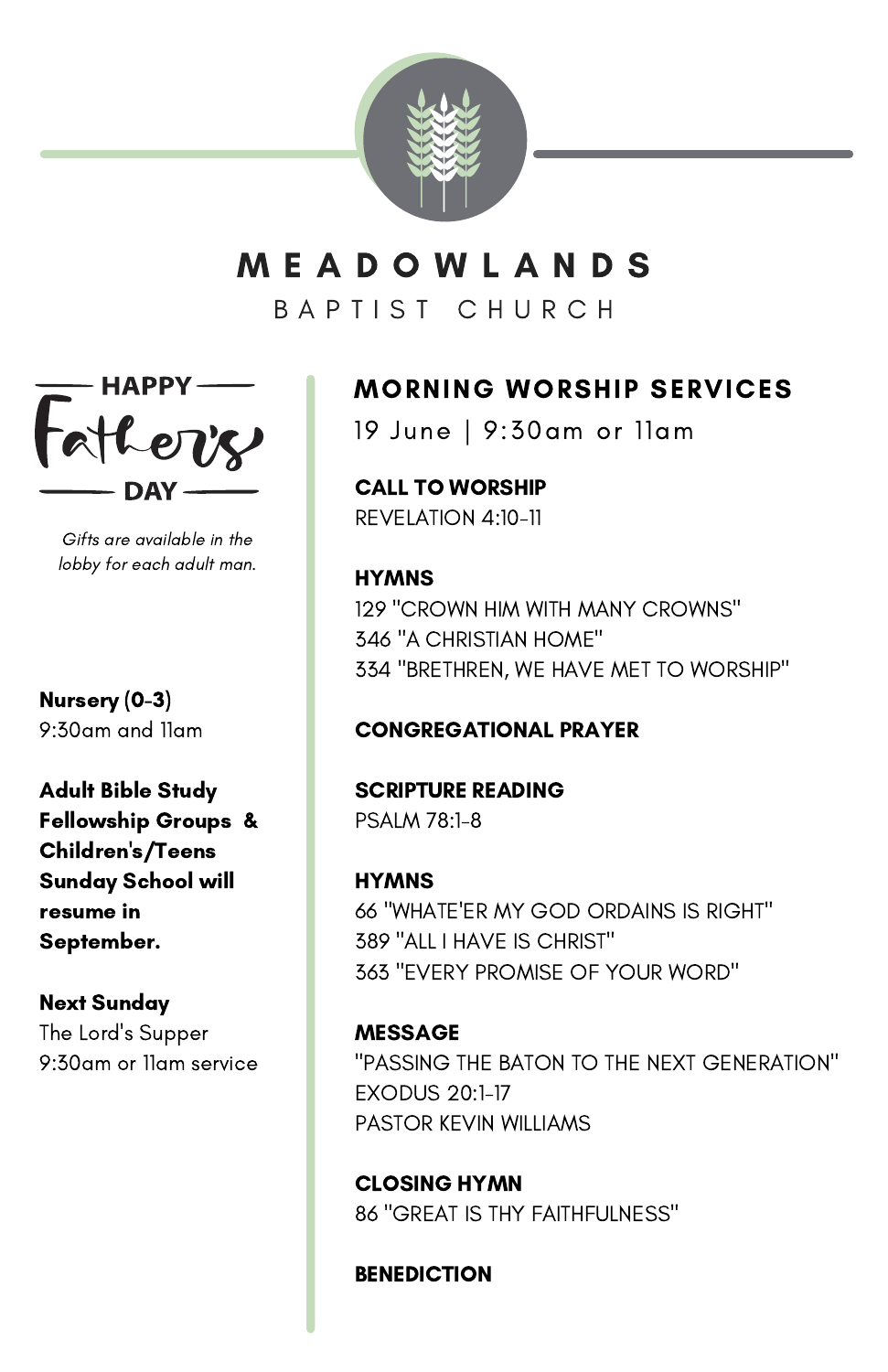# MEADOWLANDS

## BAPTIST CHURCH

HAPPY **Father's** DAY

*Gifts are available in the lobby for each adult man.*

**Nursery (0-3)**
9:30am and 11am

**Adult Bible Study Fellowship Groups & Children's/Teens Sunday School will resume in September.**

**Next Sunday**
The Lord's Supper
9:30am or 11am service

## MORNING WORSHIP SERVICES

19 June | 9:30am or 11am

**CALL TO WORSHIP**
REVELATION 4:10-11

**HYMNS**
129 "CROWN HIM WITH MANY CROWNS"
346 "A CHRISTIAN HOME"
334 "BRETHREN, WE HAVE MET TO WORSHIP"

**CONGREGATIONAL PRAYER**

**SCRIPTURE READING**
PSALM 78:1-8

**HYMNS**
66 "WHATE'ER MY GOD ORDAINS IS RIGHT"
389 "ALL I HAVE IS CHRIST"
363 "EVERY PROMISE OF YOUR WORD"

**MESSAGE**
"PASSING THE BATON TO THE NEXT GENERATION"
EXODUS 20:1-17
PASTOR KEVIN WILLIAMS

**CLOSING HYMN**
86 "GREAT IS THY FAITHFULNESS"

**BENEDICTION**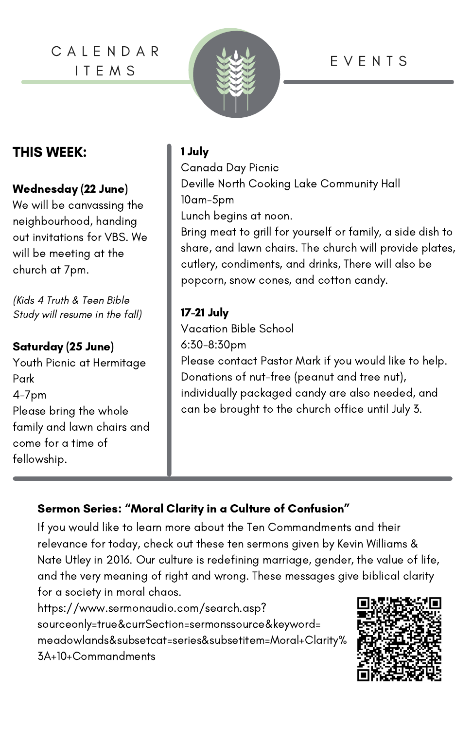# CALENDAR ITEMS

# EVENTS

## THIS WEEK:

**Wednesday (22 June)**
We will be canvassing the neighbourhood, handing out invitations for VBS. We will be meeting at the church at 7pm.

*(Kids 4 Truth & Teen Bible Study will resume in the fall)*

**Saturday (25 June)**
Youth Picnic at Hermitage Park
4-7pm
Please bring the whole family and lawn chairs and come for a time of fellowship.

**1 July**
Canada Day Picnic
Deville North Cooking Lake Community Hall
10am-5pm
Lunch begins at noon.
Bring meat to grill for yourself or family, a side dish to share, and lawn chairs. The church will provide plates, cutlery, condiments, and drinks, There will also be popcorn, snow cones, and cotton candy.

**17-21 July**
Vacation Bible School
6:30-8:30pm
Please contact Pastor Mark if you would like to help. Donations of nut-free (peanut and tree nut), individually packaged candy are also needed, and can be brought to the church office until July 3.

**Sermon Series: "Moral Clarity in a Culture of Confusion"**

If you would like to learn more about the Ten Commandments and their relevance for today, check out these ten sermons given by Kevin Williams & Nate Utley in 2016. Our culture is redefining marriage, gender, the value of life, and the very meaning of right and wrong. These messages give biblical clarity for a society in moral chaos.
https://www.sermonaudio.com/search.asp?sourceonly=true&currSection=sermonssource&keyword=meadowlands&subsetcat=series&subsetitem=Moral+Clarity%3A+10+Commandments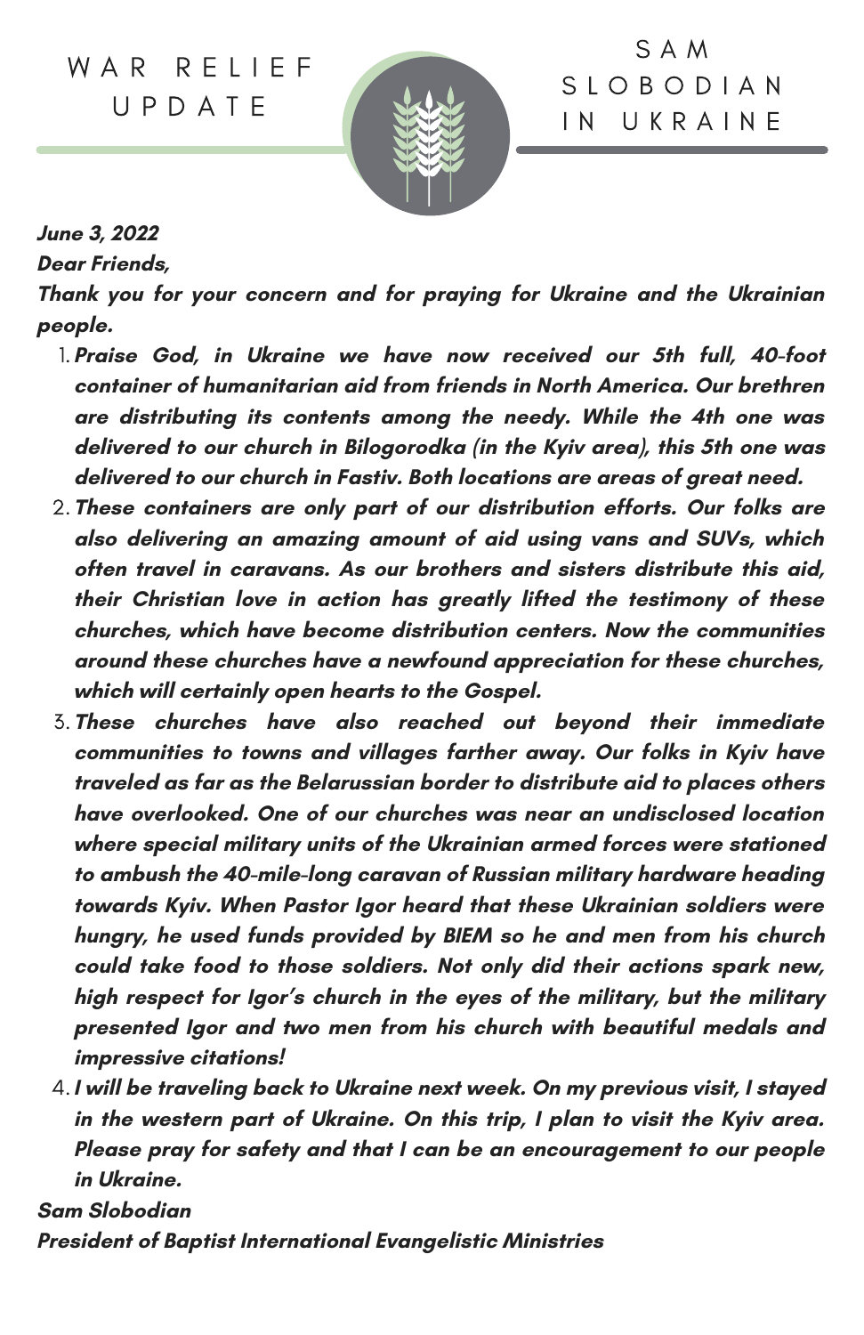# WAR RELIEF UPDATE

# SAM SLOBODIAN IN UKRAINE

***June 3, 2022***

***Dear Friends,***

***Thank you for your concern and for praying for Ukraine and the Ukrainian people.***

1. ***Praise God, in Ukraine we have now received our 5th full, 40-foot container of humanitarian aid from friends in North America. Our brethren are distributing its contents among the needy. While the 4th one was delivered to our church in Bilogorodka (in the Kyiv area), this 5th one was delivered to our church in Fastiv. Both locations are areas of great need.***
2. ***These containers are only part of our distribution efforts. Our folks are also delivering an amazing amount of aid using vans and SUVs, which often travel in caravans. As our brothers and sisters distribute this aid, their Christian love in action has greatly lifted the testimony of these churches, which have become distribution centers. Now the communities around these churches have a newfound appreciation for these churches, which will certainly open hearts to the Gospel.***
3. ***These churches have also reached out beyond their immediate communities to towns and villages farther away. Our folks in Kyiv have traveled as far as the Belarussian border to distribute aid to places others have overlooked. One of our churches was near an undisclosed location where special military units of the Ukrainian armed forces were stationed to ambush the 40-mile-long caravan of Russian military hardware heading towards Kyiv. When Pastor Igor heard that these Ukrainian soldiers were hungry, he used funds provided by BIEM so he and men from his church could take food to those soldiers. Not only did their actions spark new, high respect for Igor's church in the eyes of the military, but the military presented Igor and two men from his church with beautiful medals and impressive citations!***
4. ***I will be traveling back to Ukraine next week. On my previous visit, I stayed in the western part of Ukraine. On this trip, I plan to visit the Kyiv area. Please pray for safety and that I can be an encouragement to our people in Ukraine.***

***Sam Slobodian***

***President of Baptist International Evangelistic Ministries***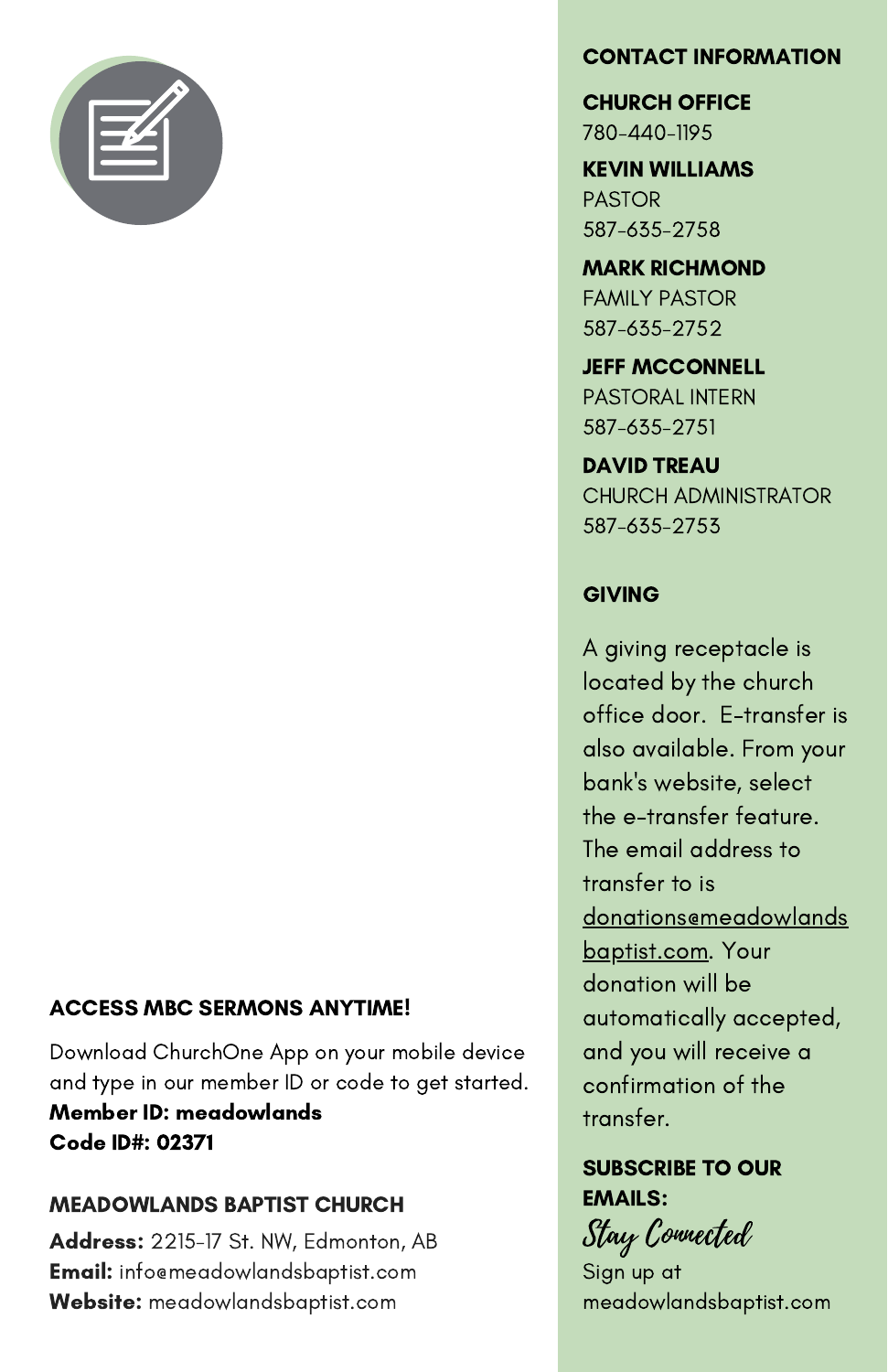## ACCESS MBC SERMONS ANYTIME!

Download ChurchOne App on your mobile device and type in our member ID or code to get started.
**Member ID: meadowlands**
**Code ID#: 02371**

## MEADOWLANDS BAPTIST CHURCH

**Address:** 2215-17 St. NW, Edmonton, AB
**Email:** info@meadowlandsbaptist.com
**Website:** meadowlandsbaptist.com

## CONTACT INFORMATION

**CHURCH OFFICE**
780-440-1195

**KEVIN WILLIAMS**
PASTOR
587-635-2758

**MARK RICHMOND**
FAMILY PASTOR
587-635-2752

**JEFF MCCONNELL**
PASTORAL INTERN
587-635-2751

**DAVID TREAU**
CHURCH ADMINISTRATOR
587-635-2753

## GIVING

A giving receptacle is located by the church office door. E-transfer is also available. From your bank's website, select the e-transfer feature. The email address to transfer to is donations@meadowlandsbaptist.com. Your donation will be automatically accepted, and you will receive a confirmation of the transfer.

## SUBSCRIBE TO OUR EMAILS:

*Stay Connected*

Sign up at meadowlandsbaptist.com